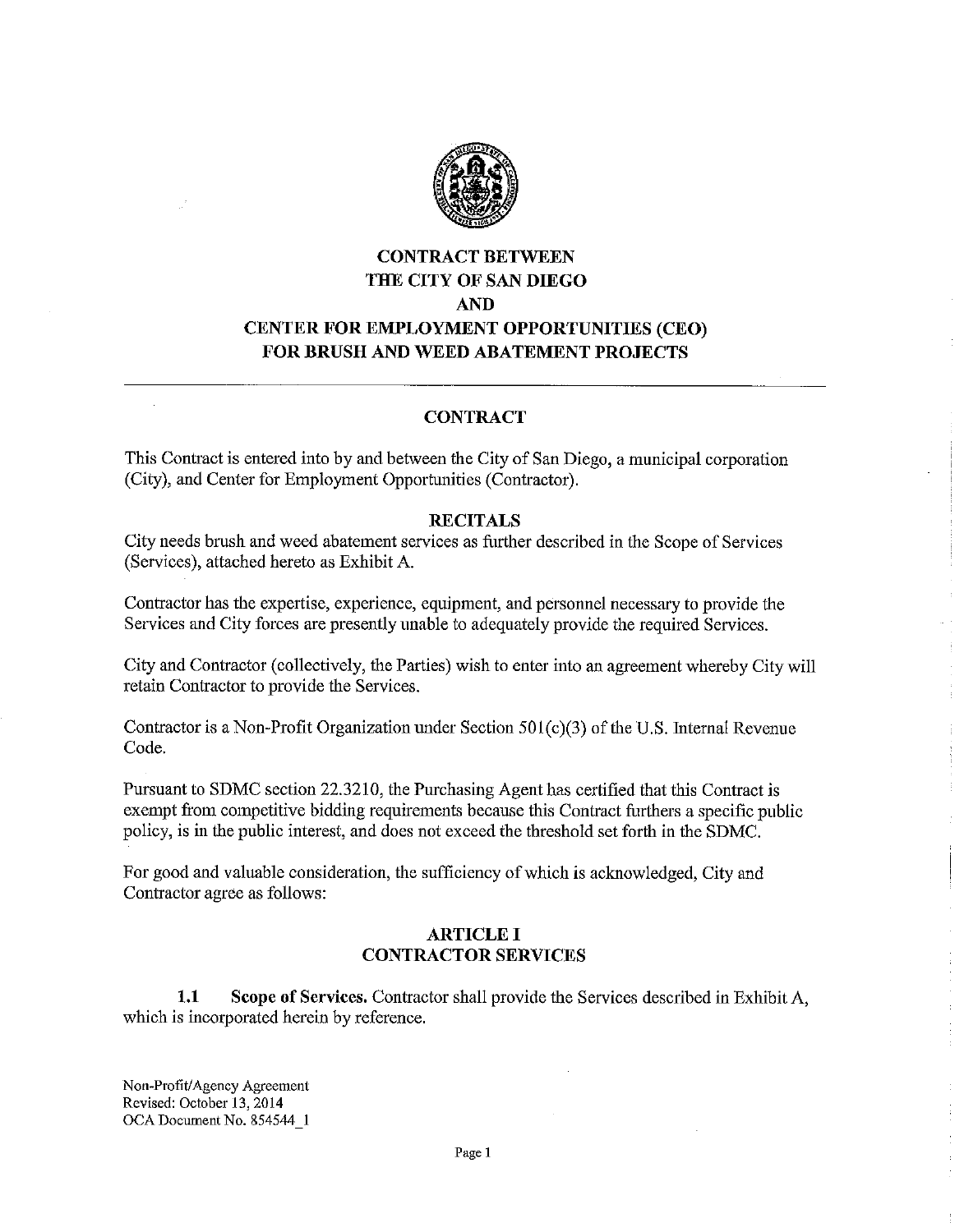# CONTRACT BETWEEN THE CITY OF SAN DIEGO AND CENTER FOR EMPLOYMENT OPPORTUNITIES (CEO) FOR BRUSH AND WEED ABATEMENT PROJECTS

## CONTRACT

This Contract is entered into by and between the City of San Diego, a municipal corporation (City), and Center for Employment Opportunities (Contractor).

### RECITALS

City needs brush and weed abatement services as further described in the Scope of Services (Services), attached hereto as Exhibit A.

Contractor has the expertise, experience, equipment, and personnel necessary to provide the Services and City forces are presently unable to adequately provide the required Services.

City and Contractor (collectively, the Parties) wish to enter into an agreement whereby City will retain Contractor to provide the Services.

Contractor is a Non-Profit Organization under Section 501(c)(3) of the U.S. Internal Revenue Code.

Pursuant to SDMC section 22.3210, the Purchasing Agent has certified that this Contract is exempt from competitive bidding requirements because this Contract furthers a specific public policy, is in the public interest, and does not exceed the threshold set forth in the SDMC.

For good and valuable consideration, the sufficiency of which is acknowledged, City and Contractor agree as follows:

### ARTICLE I
### CONTRACTOR SERVICES

**1.1 Scope of Services.** Contractor shall provide the Services described in Exhibit A, which is incorporated herein by reference.

Non-Profit/Agency Agreement
Revised: October 13, 2014
OCA Document No. 854544_1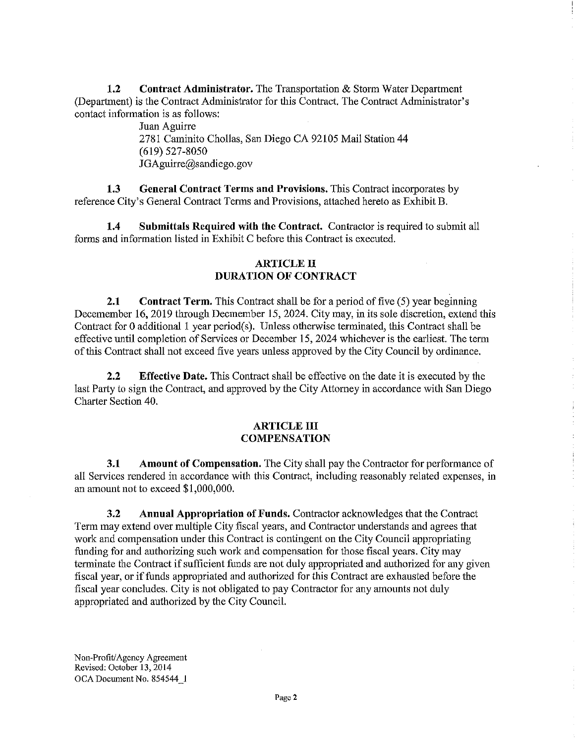**1.2 Contract Administrator.** The Transportation & Storm Water Department (Department) is the Contract Administrator for this Contract. The Contract Administrator's contact information is as follows:

Juan Aguirre
2781 Caminito Chollas, San Diego CA 92105 Mail Station 44
(619) 527-8050
JGAguirre@sandiego.gov

**1.3 General Contract Terms and Provisions.** This Contract incorporates by reference City's General Contract Terms and Provisions, attached hereto as Exhibit B.

**1.4 Submittals Required with the Contract.** Contractor is required to submit all forms and information listed in Exhibit C before this Contract is executed.

## ARTICLE II
## DURATION OF CONTRACT

**2.1 Contract Term.** This Contract shall be for a period of five (5) year beginning Decemember 16, 2019 through Decmember 15, 2024. City may, in its sole discretion, extend this Contract for 0 additional 1 year period(s). Unless otherwise terminated, this Contract shall be effective until completion of Services or December 15, 2024 whichever is the earliest. The term of this Contract shall not exceed five years unless approved by the City Council by ordinance.

**2.2 Effective Date.** This Contract shall be effective on the date it is executed by the last Party to sign the Contract, and approved by the City Attorney in accordance with San Diego Charter Section 40.

## ARTICLE III
## COMPENSATION

**3.1 Amount of Compensation.** The City shall pay the Contractor for performance of all Services rendered in accordance with this Contract, including reasonably related expenses, in an amount not to exceed $1,000,000.

**3.2 Annual Appropriation of Funds.** Contractor acknowledges that the Contract Term may extend over multiple City fiscal years, and Contractor understands and agrees that work and compensation under this Contract is contingent on the City Council appropriating funding for and authorizing such work and compensation for those fiscal years. City may terminate the Contract if sufficient funds are not duly appropriated and authorized for any given fiscal year, or if funds appropriated and authorized for this Contract are exhausted before the fiscal year concludes. City is not obligated to pay Contractor for any amounts not duly appropriated and authorized by the City Council.

Non-Profit/Agency Agreement
Revised: October 13, 2014
OCA Document No. 854544_1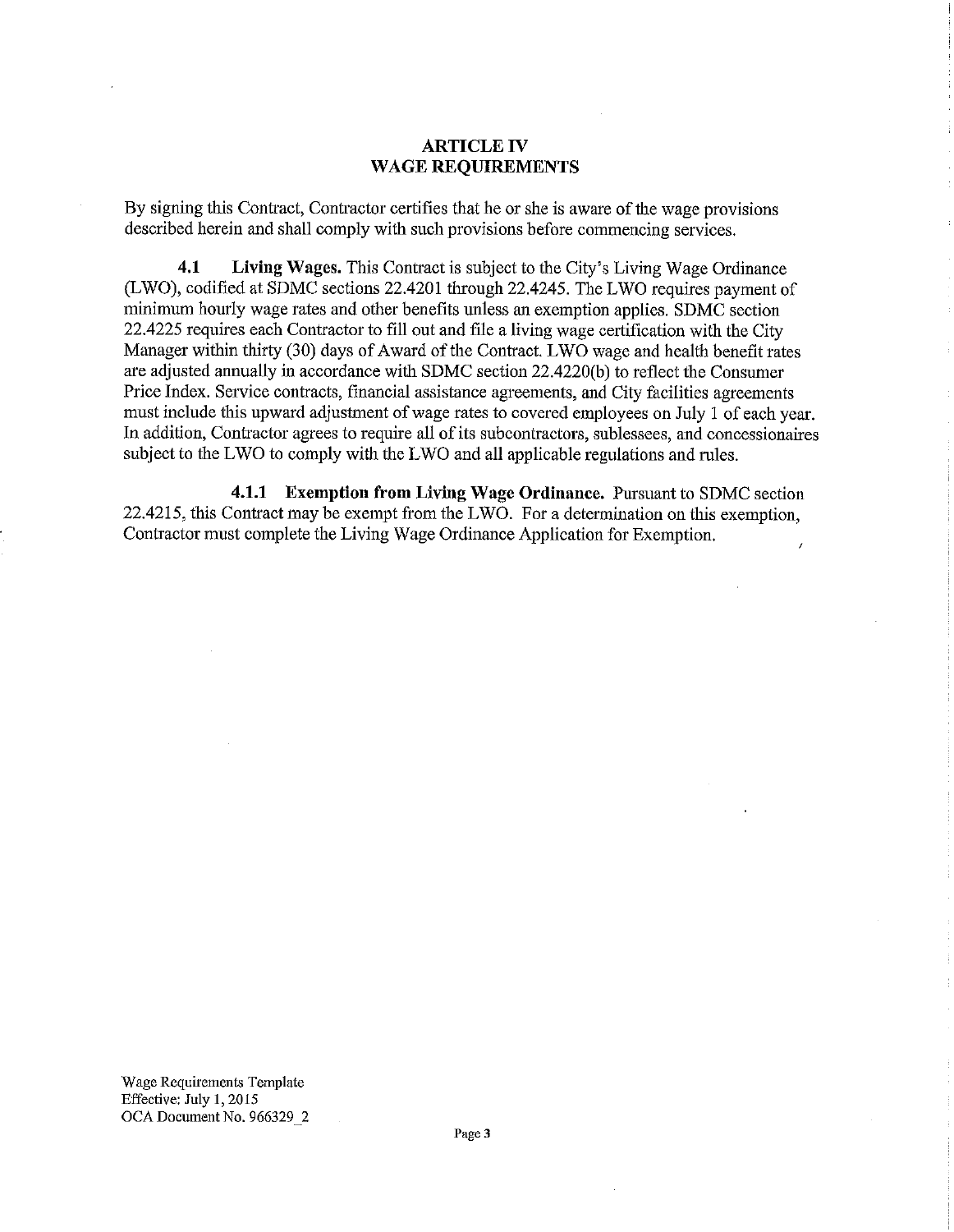# ARTICLE IV
# WAGE REQUIREMENTS

By signing this Contract, Contractor certifies that he or she is aware of the wage provisions described herein and shall comply with such provisions before commencing services.

**4.1 Living Wages.** This Contract is subject to the City's Living Wage Ordinance (LWO), codified at SDMC sections 22.4201 through 22.4245. The LWO requires payment of minimum hourly wage rates and other benefits unless an exemption applies. SDMC section 22.4225 requires each Contractor to fill out and file a living wage certification with the City Manager within thirty (30) days of Award of the Contract. LWO wage and health benefit rates are adjusted annually in accordance with SDMC section 22.4220(b) to reflect the Consumer Price Index. Service contracts, financial assistance agreements, and City facilities agreements must include this upward adjustment of wage rates to covered employees on July 1 of each year. In addition, Contractor agrees to require all of its subcontractors, sublessees, and concessionaires subject to the LWO to comply with the LWO and all applicable regulations and rules.

**4.1.1 Exemption from Living Wage Ordinance.** Pursuant to SDMC section 22.4215, this Contract may be exempt from the LWO. For a determination on this exemption, Contractor must complete the Living Wage Ordinance Application for Exemption.

Wage Requirements Template
Effective: July 1, 2015
OCA Document No. 966329_2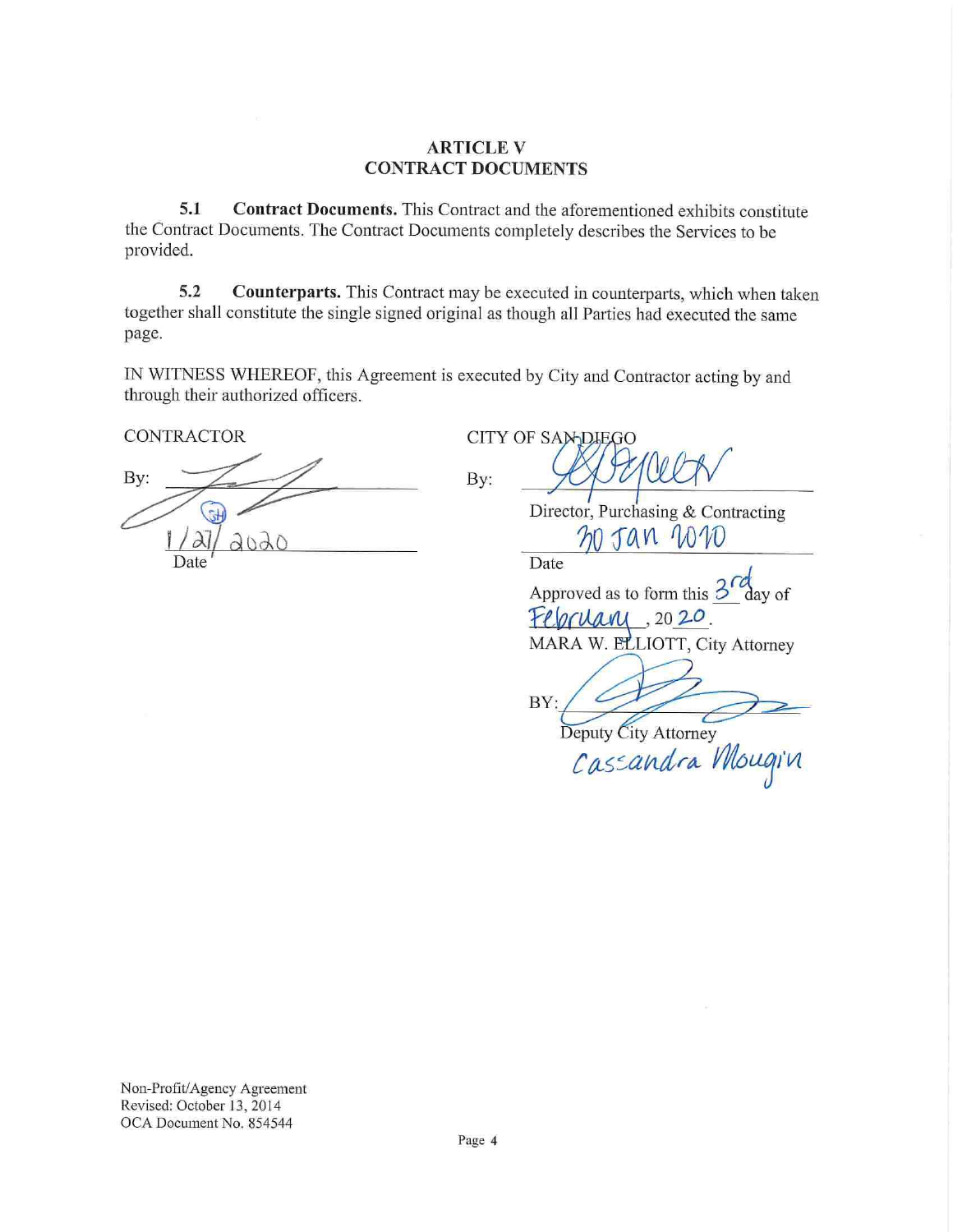## ARTICLE V
## CONTRACT DOCUMENTS

**5.1 Contract Documents.** This Contract and the aforementioned exhibits constitute the Contract Documents. The Contract Documents completely describes the Services to be provided.

**5.2 Counterparts.** This Contract may be executed in counterparts, which when taken together shall constitute the single signed original as though all Parties had executed the same page.

IN WITNESS WHEREOF, this Agreement is executed by City and Contractor acting by and through their authorized officers.

CONTRACTOR

By: ______________________

1/27/2020
Date

CITY OF SAN DIEGO

By: ______________________
Director, Purchasing & Contracting

30 Jan 2020
Date

Approved as to form this 3rd day of February, 2020.

MARA W. ELLIOTT, City Attorney

BY: ______________________
Deputy City Attorney
Cassandra Mougin

Non-Profit/Agency Agreement
Revised: October 13, 2014
OCA Document No. 854544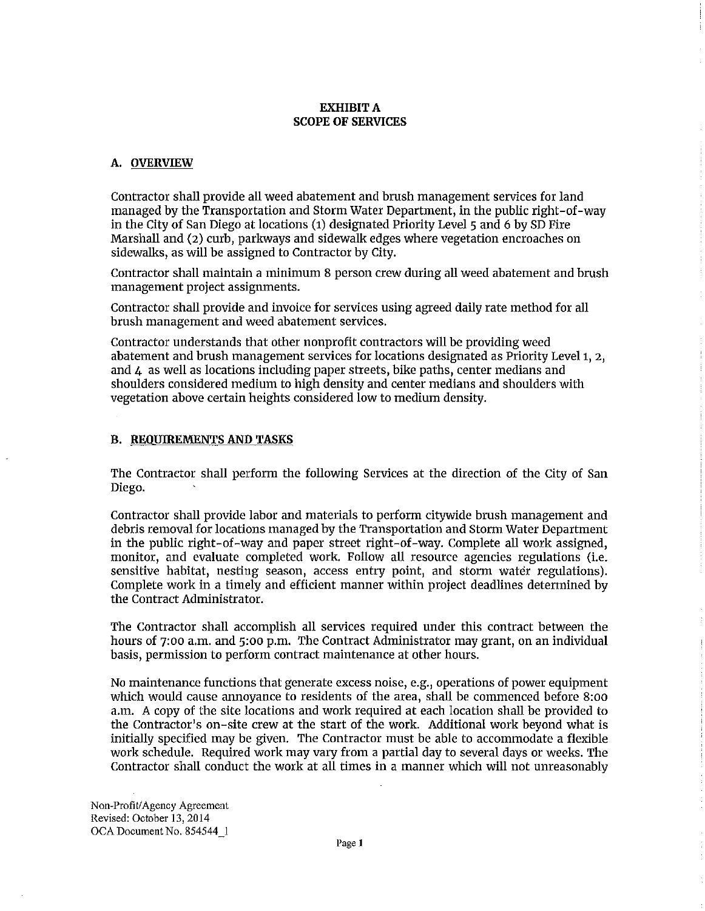# EXHIBIT A
# SCOPE OF SERVICES

## A. OVERVIEW

Contractor shall provide all weed abatement and brush management services for land managed by the Transportation and Storm Water Department, in the public right-of-way in the City of San Diego at locations (1) designated Priority Level 5 and 6 by SD Fire Marshall and (2) curb, parkways and sidewalk edges where vegetation encroaches on sidewalks, as will be assigned to Contractor by City.

Contractor shall maintain a minimum 8 person crew during all weed abatement and brush management project assignments.

Contractor shall provide and invoice for services using agreed daily rate method for all brush management and weed abatement services.

Contractor understands that other nonprofit contractors will be providing weed abatement and brush management services for locations designated as Priority Level 1, 2, and 4 as well as locations including paper streets, bike paths, center medians and shoulders considered medium to high density and center medians and shoulders with vegetation above certain heights considered low to medium density.

## B. REQUIREMENTS AND TASKS

The Contractor shall perform the following Services at the direction of the City of San Diego.

Contractor shall provide labor and materials to perform citywide brush management and debris removal for locations managed by the Transportation and Storm Water Department in the public right-of-way and paper street right-of-way. Complete all work assigned, monitor, and evaluate completed work. Follow all resource agencies regulations (i.e. sensitive habitat, nesting season, access entry point, and storm water regulations). Complete work in a timely and efficient manner within project deadlines determined by the Contract Administrator.

The Contractor shall accomplish all services required under this contract between the hours of 7:00 a.m. and 5:00 p.m. The Contract Administrator may grant, on an individual basis, permission to perform contract maintenance at other hours.

No maintenance functions that generate excess noise, e.g., operations of power equipment which would cause annoyance to residents of the area, shall be commenced before 8:00 a.m. A copy of the site locations and work required at each location shall be provided to the Contractor's on-site crew at the start of the work. Additional work beyond what is initially specified may be given. The Contractor must be able to accommodate a flexible work schedule. Required work may vary from a partial day to several days or weeks. The Contractor shall conduct the work at all times in a manner which will not unreasonably

Non-Profit/Agency Agreement
Revised: October 13, 2014
OCA Document No. 854544_1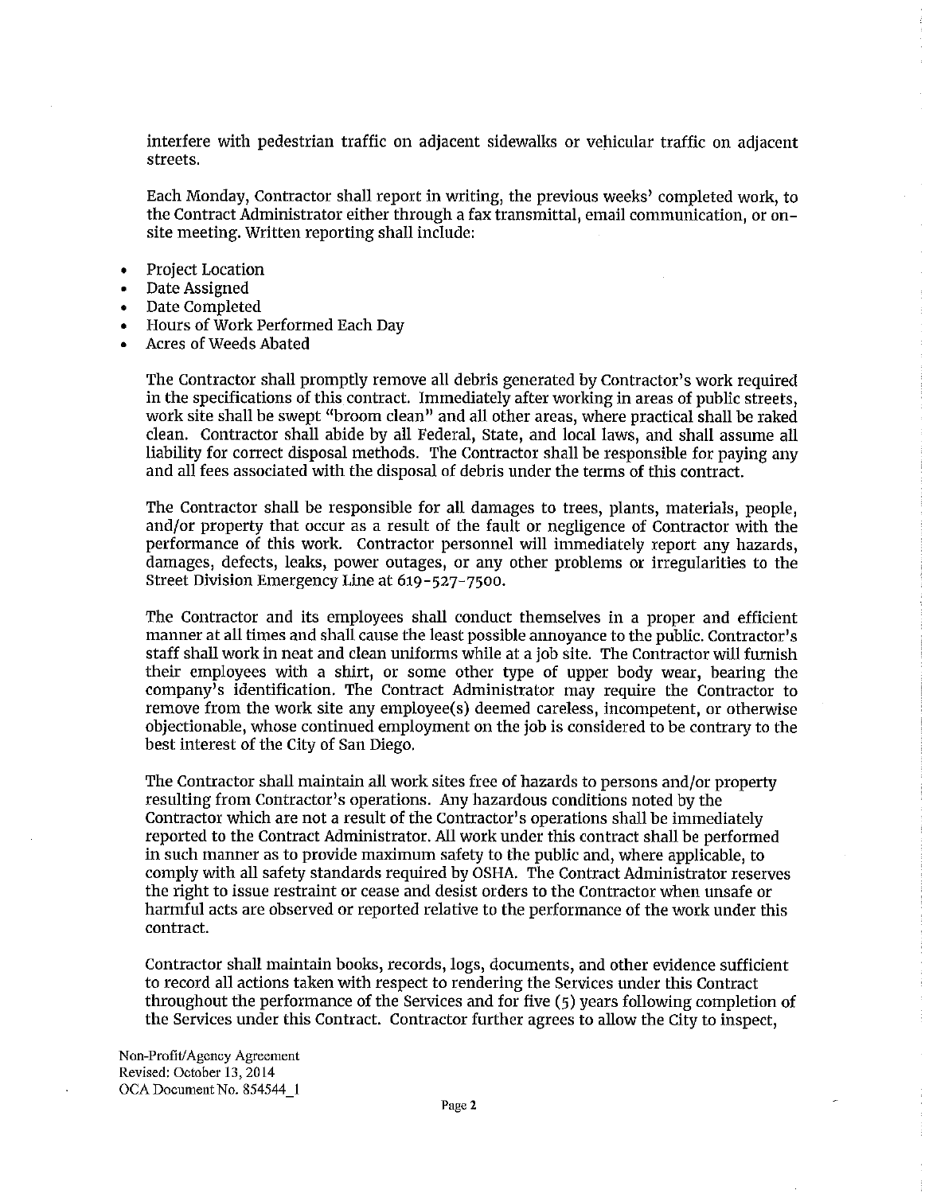interfere with pedestrian traffic on adjacent sidewalks or vehicular traffic on adjacent streets.

Each Monday, Contractor shall report in writing, the previous weeks' completed work, to the Contract Administrator either through a fax transmittal, email communication, or on-site meeting. Written reporting shall include:

- Project Location
- Date Assigned
- Date Completed
- Hours of Work Performed Each Day
- Acres of Weeds Abated

The Contractor shall promptly remove all debris generated by Contractor's work required in the specifications of this contract. Immediately after working in areas of public streets, work site shall be swept "broom clean" and all other areas, where practical shall be raked clean. Contractor shall abide by all Federal, State, and local laws, and shall assume all liability for correct disposal methods. The Contractor shall be responsible for paying any and all fees associated with the disposal of debris under the terms of this contract.

The Contractor shall be responsible for all damages to trees, plants, materials, people, and/or property that occur as a result of the fault or negligence of Contractor with the performance of this work. Contractor personnel will immediately report any hazards, damages, defects, leaks, power outages, or any other problems or irregularities to the Street Division Emergency Line at 619-527-7500.

The Contractor and its employees shall conduct themselves in a proper and efficient manner at all times and shall cause the least possible annoyance to the public. Contractor's staff shall work in neat and clean uniforms while at a job site. The Contractor will furnish their employees with a shirt, or some other type of upper body wear, bearing the company's identification. The Contract Administrator may require the Contractor to remove from the work site any employee(s) deemed careless, incompetent, or otherwise objectionable, whose continued employment on the job is considered to be contrary to the best interest of the City of San Diego.

The Contractor shall maintain all work sites free of hazards to persons and/or property resulting from Contractor's operations. Any hazardous conditions noted by the Contractor which are not a result of the Contractor's operations shall be immediately reported to the Contract Administrator. All work under this contract shall be performed in such manner as to provide maximum safety to the public and, where applicable, to comply with all safety standards required by OSHA. The Contract Administrator reserves the right to issue restraint or cease and desist orders to the Contractor when unsafe or harmful acts are observed or reported relative to the performance of the work under this contract.

Contractor shall maintain books, records, logs, documents, and other evidence sufficient to record all actions taken with respect to rendering the Services under this Contract throughout the performance of the Services and for five (5) years following completion of the Services under this Contract. Contractor further agrees to allow the City to inspect,

Non-Profit/Agency Agreement
Revised: October 13, 2014
OCA Document No. 854544_1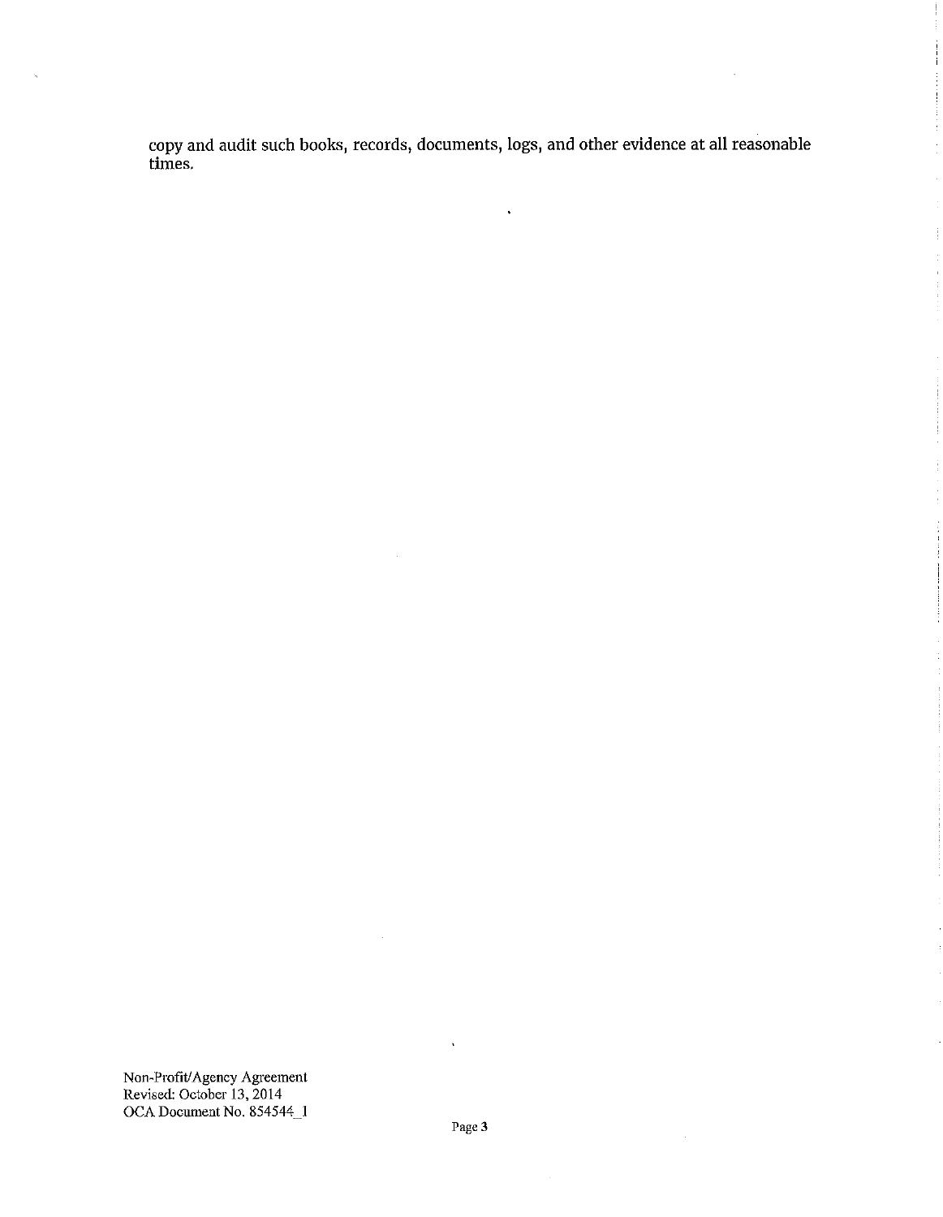copy and audit such books, records, documents, logs, and other evidence at all reasonable times.